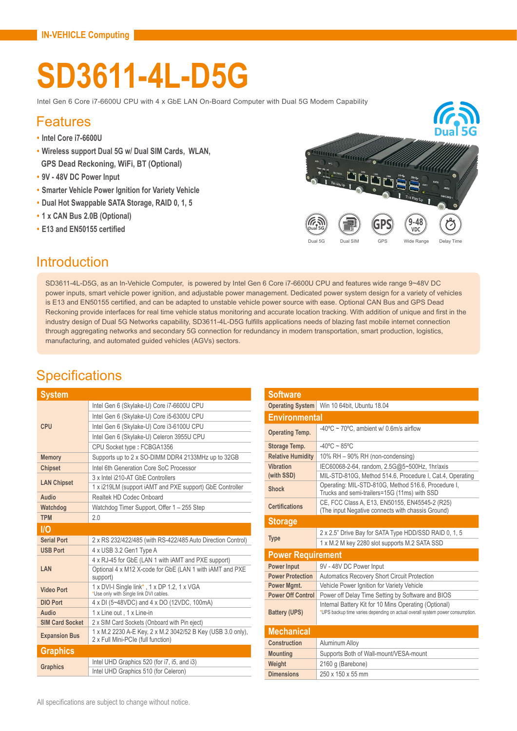IN-VEHICLE Computing

# SD3611-4L-D5G

Intel Gen 6 Core i7-6600U CPU with 4 x GbE LAN On-Board Computer with Dual 5G Modem Capability

## Features

- Intel Core i7-6600U
- Wireless support Dual 5G w/ Dual SIM Cards, WLAN, GPS Dead Reckoning, WiFi, BT (Optional)
- 9V - 48V DC Power Input
- Smarter Vehicle Power Ignition for Variety Vehicle
- Dual Hot Swappable SATA Storage, RAID 0, 1, 5
- 1 x CAN Bus 2.0B (Optional)
- E13 and EN50155 certified

Dual 5G | Dual SIM | GPS | Wide Range | Delay Time

## Introduction

SD3611-4L-D5G, as an In-Vehicle Computer, is powered by Intel Gen 6 Core i7-6600U CPU and features wide range 9~48V DC power inputs, smart vehicle power ignition, and adjustable power management. Dedicated power system design for a variety of vehicles is E13 and EN50155 certified, and can be adapted to unstable vehicle power source with ease. Optional CAN Bus and GPS Dead Reckoning provide interfaces for real time vehicle status monitoring and accurate location tracking. With addition of unique and first in the industry design of Dual 5G Networks capability, SD3611-4L-D5G fulfills applications needs of blazing fast mobile internet connection through aggregating networks and secondary 5G connection for redundancy in modern transportation, smart production, logistics, manufacturing, and automated guided vehicles (AGVs) sectors.

## Specifications

| | |
|---|---|
| **System** | |
| CPU | Intel Gen 6 (Skylake-U) Core i7-6600U CPU |
| | Intel Gen 6 (Skylake-U) Core i5-6300U CPU |
| | Intel Gen 6 (Skylake-U) Core i3-6100U CPU |
| | Intel Gen 6 (Skylake-U) Celeron 3955U CPU |
| | CPU Socket type : FCBGA1356 |
| Memory | Supports up to 2 x SO-DIMM DDR4 2133MHz up to 32GB |
| Chipset | Intel 6th Generation Core SoC Processor |
| LAN Chipset | 3 x Intel i210-AT GbE Controllers |
| | 1 x i219LM (support iAMT and PXE support) GbE Controller |
| Audio | Realtek HD Codec Onboard |
| Watchdog | Watchdog Timer Support, Offer 1 – 255 Step |
| TPM | 2.0 |
| **I/O** | |
| Serial Port | 2 x RS 232/422/485 (with RS-422/485 Auto Direction Control) |
| USB Port | 4 x USB 3.2 Gen1 Type A |
| LAN | 4 x RJ-45 for GbE (LAN 1 with iAMT and PXE support) |
| | Optional 4 x M12 X-code for GbE (LAN 1 with iAMT and PXE support) |
| Video Port | 1 x DVI-I Single link*, 1 x DP 1.2, 1 x VGA *Use only with Single link DVI cables. |
| DIO Port | 4 x DI (5~48VDC) and 4 x DO (12VDC, 100mA) |
| Audio | 1 x Line out, 1 x Line-in |
| SIM Card Socket | 2 x SIM Card Sockets (Onboard with Pin eject) |
| Expansion Bus | 1 x M.2 2230 A-E Key, 2 x M.2 3042/52 B Key (USB 3.0 only), 2 x Full Mini-PCIe (full function) |
| **Graphics** | |
| Graphics | Intel UHD Graphics 520 (for i7, i5, and i3) |
| | Intel UHD Graphics 510 (for Celeron) |

| | |
|---|---|
| **Software** | |
| Operating System | Win 10 64bit, Ubuntu 18.04 |
| **Environmental** | |
| Operating Temp. | -40ºC ~ 70ºC, ambient w/ 0.6m/s airflow |
| Storage Temp. | -40ºC ~ 85ºC |
| Relative Humidity | 10% RH – 90% RH (non-condensing) |
| Vibration (with SSD) | IEC60068-2-64, random, 2.5G@5~500Hz, 1hr/axis |
| | MIL-STD-810G, Method 514.6, Procedure I, Cat.4, Operating |
| Shock | Operating: MIL-STD-810G, Method 516.6, Procedure I, Trucks and semi-trailers=15G (11ms) with SSD |
| Certifications | CE, FCC Class A, E13, EN50155, EN45545-2 (R25) (The input Negative connects with chassis Ground) |
| **Storage** | |
| Type | 2 x 2.5" Drive Bay for SATA Type HDD/SSD RAID 0, 1, 5 |
| | 1 x M.2 M key 2280 slot supports M.2 SATA SSD |
| **Power Requirement** | |
| Power Input | 9V - 48V DC Power Input |
| Power Protection | Automatics Recovery Short Circuit Protection |
| Power Mgmt. | Vehicle Power Ignition for Variety Vehicle |
| Power Off Control | Power off Delay Time Setting by Software and BIOS |
| Battery (UPS) | Internal Battery Kit for 10 Mins Operating (Optional) *UPS backup time varies depending on actual overall system power consumption. |
| **Mechanical** | |
| Construction | Aluminum Alloy |
| Mounting | Supports Both of Wall-mount/VESA-mount |
| Weight | 2160 g (Barebone) |
| Dimensions | 250 x 150 x 55 mm |

All specifications are subject to change without notice.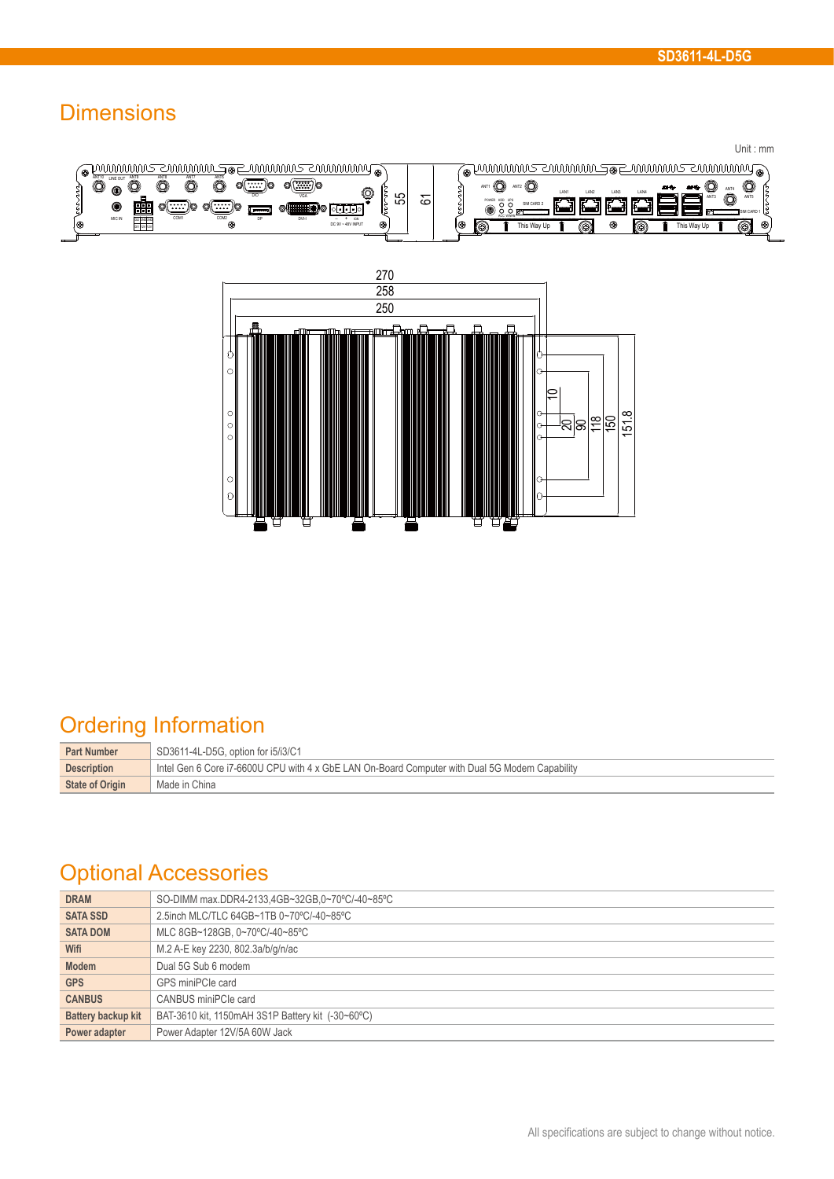## Dimensions

Unit : mm

270
258
250
55
61
10
20
90
118
150
151.8

## Ordering Information

| | |
|---|---|
| **Part Number** | SD3611-4L-D5G, option for i5/i3/C1 |
| **Description** | Intel Gen 6 Core i7-6600U CPU with 4 x GbE LAN On-Board Computer with Dual 5G Modem Capability |
| **State of Origin** | Made in China |

## Optional Accessories

| | |
|---|---|
| **DRAM** | SO-DIMM max.DDR4-2133,4GB~32GB,0~70ºC/-40~85ºC |
| **SATA SSD** | 2.5inch MLC/TLC 64GB~1TB 0~70ºC/-40~85ºC |
| **SATA DOM** | MLC 8GB~128GB, 0~70ºC/-40~85ºC |
| **Wifi** | M.2 A-E key 2230, 802.3a/b/g/n/ac |
| **Modem** | Dual 5G Sub 6 modem |
| **GPS** | GPS miniPCIe card |
| **CANBUS** | CANBUS miniPCIe card |
| **Battery backup kit** | BAT-3610 kit, 1150mAH 3S1P Battery kit (-30~60ºC) |
| **Power adapter** | Power Adapter 12V/5A 60W Jack |

All specifications are subject to change without notice.